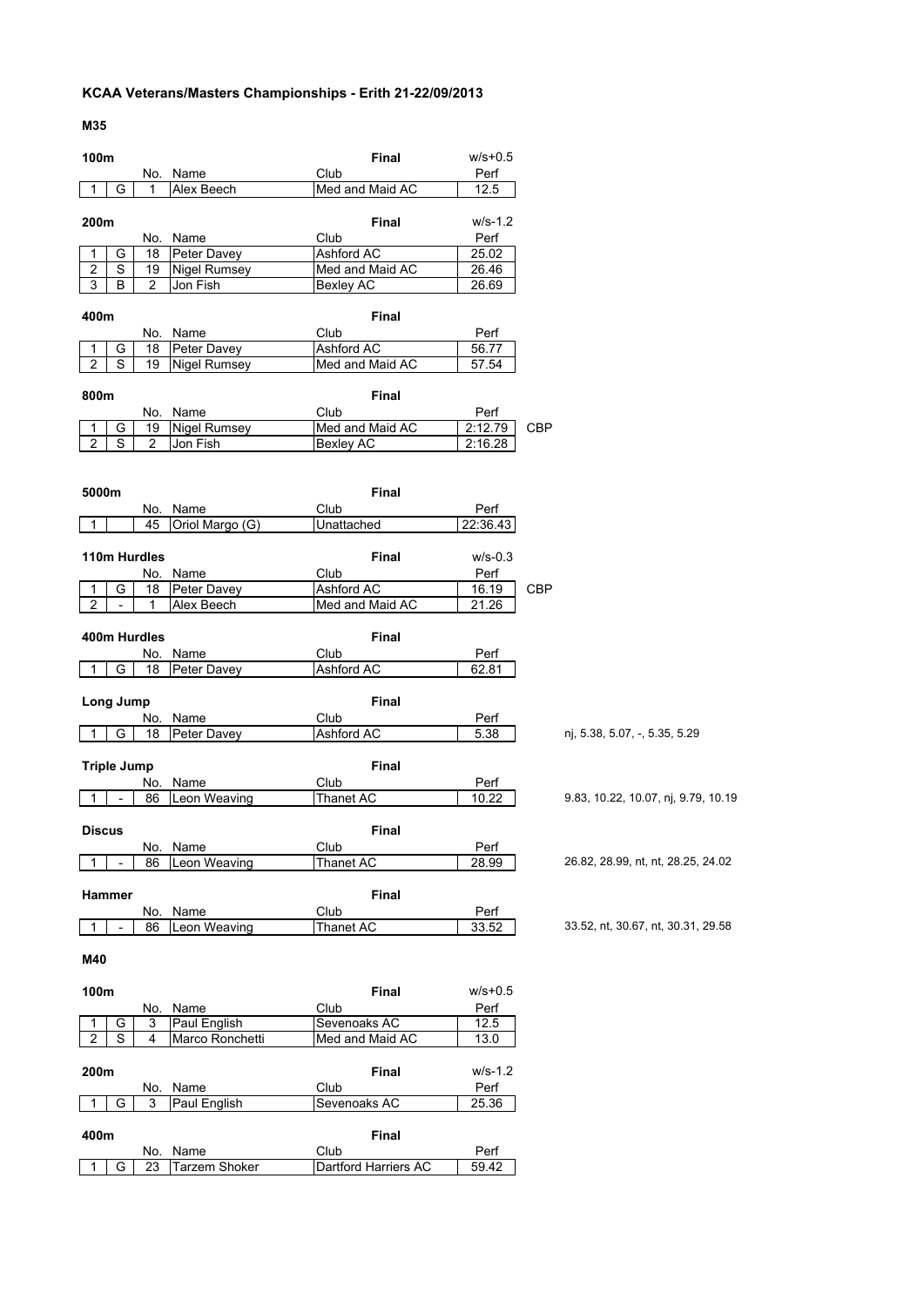# KCAA Veterans/Masters Championships - Erith 21-22/09/2013

## M35

### 100m

| | | No. | Name | Club | Final<br>Perf | w/s+0.5 |
|---|---|---|---|---|---|---|
| 1 | G | 1 | Alex Beech | Med and Maid AC | 12.5 | |

### 200m

| | | No. | Name | Club | Final<br>Perf | w/s-1.2 |
|---|---|---|---|---|---|---|
| 1 | G | 18 | Peter Davey | Ashford AC | 25.02 | |
| 2 | S | 19 | Nigel Rumsey | Med and Maid AC | 26.46 | |
| 3 | B | 2 | Jon Fish | Bexley AC | 26.69 | |

### 400m

| | | No. | Name | Club | Final<br>Perf |
|---|---|---|---|---|---|
| 1 | G | 18 | Peter Davey | Ashford AC | 56.77 |
| 2 | S | 19 | Nigel Rumsey | Med and Maid AC | 57.54 |

### 800m

| | | No. | Name | Club | Final<br>Perf | |
|---|---|---|---|---|---|---|
| 1 | G | 19 | Nigel Rumsey | Med and Maid AC | 2:12.79 | CBP |
| 2 | S | 2 | Jon Fish | Bexley AC | 2:16.28 | |

### 5000m

| | | No. | Name | Club | Final<br>Perf |
|---|---|---|---|---|---|
| 1 | | 45 | Oriol Margo (G) | Unattached | 22:36.43 |

### 110m Hurdles

| | | No. | Name | Club | Final<br>Perf | w/s-0.3 |
|---|---|---|---|---|---|---|
| 1 | G | 18 | Peter Davey | Ashford AC | 16.19 | CBP |
| 2 | - | 1 | Alex Beech | Med and Maid AC | 21.26 | |

### 400m Hurdles

| | | No. | Name | Club | Final<br>Perf |
|---|---|---|---|---|---|
| 1 | G | 18 | Peter Davey | Ashford AC | 62.81 |

### Long Jump

| | | No. | Name | Club | Final<br>Perf | |
|---|---|---|---|---|---|---|
| 1 | G | 18 | Peter Davey | Ashford AC | 5.38 | nj, 5.38, 5.07, -, 5.35, 5.29 |

### Triple Jump

| | | No. | Name | Club | Final<br>Perf | |
|---|---|---|---|---|---|---|
| 1 | - | 86 | Leon Weaving | Thanet AC | 10.22 | 9.83, 10.22, 10.07, nj, 9.79, 10.19 |

### Discus

| | | No. | Name | Club | Final<br>Perf | |
|---|---|---|---|---|---|---|
| 1 | - | 86 | Leon Weaving | Thanet AC | 28.99 | 26.82, 28.99, nt, nt, 28.25, 24.02 |

### Hammer

| | | No. | Name | Club | Final<br>Perf | |
|---|---|---|---|---|---|---|
| 1 | - | 86 | Leon Weaving | Thanet AC | 33.52 | 33.52, nt, 30.67, nt, 30.31, 29.58 |

## M40

### 100m

| | | No. | Name | Club | Final<br>Perf | w/s+0.5 |
|---|---|---|---|---|---|---|
| 1 | G | 3 | Paul English | Sevenoaks AC | 12.5 | |
| 2 | S | 4 | Marco Ronchetti | Med and Maid AC | 13.0 | |

### 200m

| | | No. | Name | Club | Final<br>Perf | w/s-1.2 |
|---|---|---|---|---|---|---|
| 1 | G | 3 | Paul English | Sevenoaks AC | 25.36 | |

### 400m

| | | No. | Name | Club | Final<br>Perf |
|---|---|---|---|---|---|
| 1 | G | 23 | Tarzem Shoker | Dartford Harriers AC | 59.42 |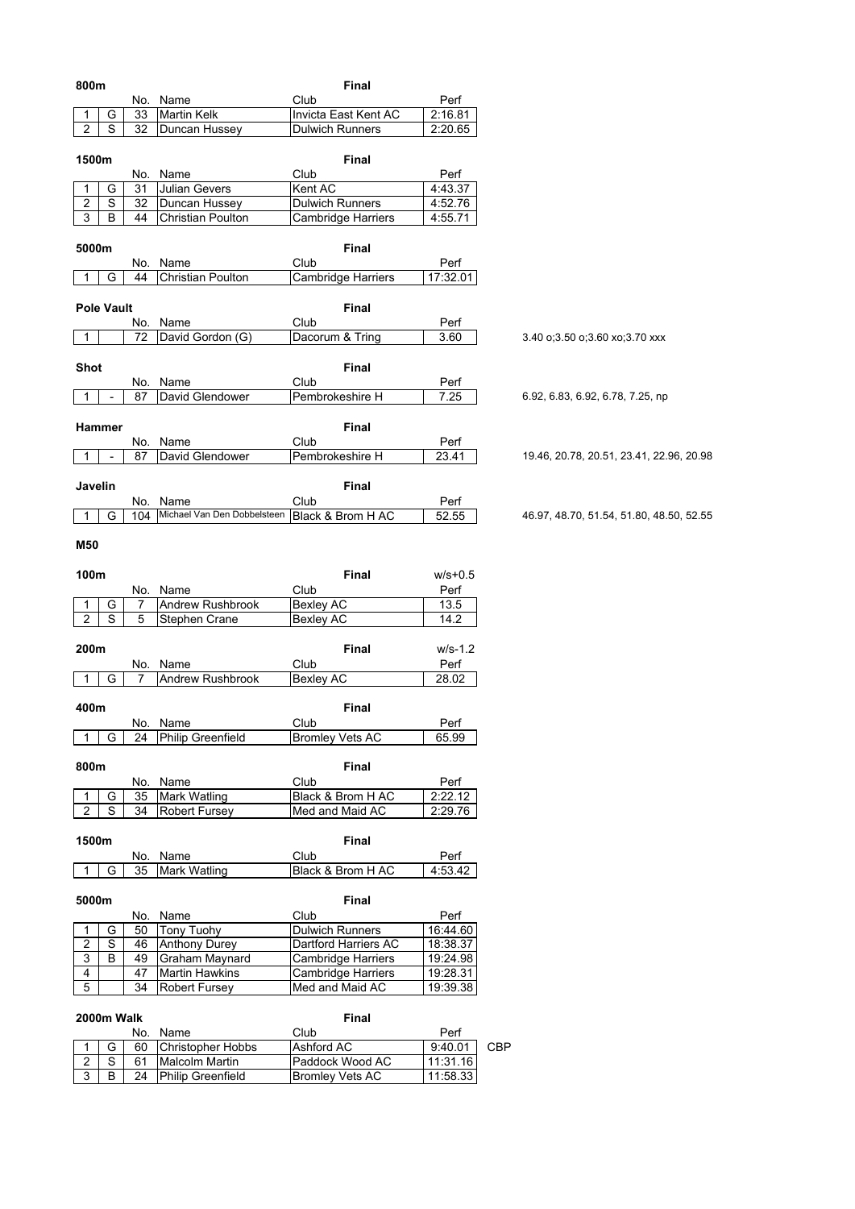**800m** — Final

| | | No. | Name | Club | Perf |
|---|---|---|---|---|---|
| 1 | G | 33 | Martin Kelk | Invicta East Kent AC | 2:16.81 |
| 2 | S | 32 | Duncan Hussey | Dulwich Runners | 2:20.65 |

**1500m** — Final

| | | No. | Name | Club | Perf |
|---|---|---|---|---|---|
| 1 | G | 31 | Julian Gevers | Kent AC | 4:43.37 |
| 2 | S | 32 | Duncan Hussey | Dulwich Runners | 4:52.76 |
| 3 | B | 44 | Christian Poulton | Cambridge Harriers | 4:55.71 |

**5000m** — Final

| | | No. | Name | Club | Perf |
|---|---|---|---|---|---|
| 1 | G | 44 | Christian Poulton | Cambridge Harriers | 17:32.01 |

**Pole Vault** — Final

| | | No. | Name | Club | Perf | |
|---|---|---|---|---|---|---|
| 1 | | 72 | David Gordon (G) | Dacorum & Tring | 3.60 | 3.40 o;3.50 o;3.60 xo;3.70 xxx |

**Shot** — Final

| | | No. | Name | Club | Perf | |
|---|---|---|---|---|---|---|
| 1 | - | 87 | David Glendower | Pembrokeshire H | 7.25 | 6.92, 6.83, 6.92, 6.78, 7.25, np |

**Hammer** — Final

| | | No. | Name | Club | Perf | |
|---|---|---|---|---|---|---|
| 1 | - | 87 | David Glendower | Pembrokeshire H | 23.41 | 19.46, 20.78, 20.51, 23.41, 22.96, 20.98 |

**Javelin** — Final

| | | No. | Name | Club | Perf | |
|---|---|---|---|---|---|---|
| 1 | G | 104 | Michael Van Den Dobbelsteen | Black & Brom H AC | 52.55 | 46.97, 48.70, 51.54, 51.80, 48.50, 52.55 |

## M50

**100m** — Final — w/s+0.5

| | | No. | Name | Club | Perf |
|---|---|---|---|---|---|
| 1 | G | 7 | Andrew Rushbrook | Bexley AC | 13.5 |
| 2 | S | 5 | Stephen Crane | Bexley AC | 14.2 |

**200m** — Final — w/s-1.2

| | | No. | Name | Club | Perf |
|---|---|---|---|---|---|
| 1 | G | 7 | Andrew Rushbrook | Bexley AC | 28.02 |

**400m** — Final

| | | No. | Name | Club | Perf |
|---|---|---|---|---|---|
| 1 | G | 24 | Philip Greenfield | Bromley Vets AC | 65.99 |

**800m** — Final

| | | No. | Name | Club | Perf |
|---|---|---|---|---|---|
| 1 | G | 35 | Mark Watling | Black & Brom H AC | 2:22.12 |
| 2 | S | 34 | Robert Fursey | Med and Maid AC | 2:29.76 |

**1500m** — Final

| | | No. | Name | Club | Perf |
|---|---|---|---|---|---|
| 1 | G | 35 | Mark Watling | Black & Brom H AC | 4:53.42 |

**5000m** — Final

| | | No. | Name | Club | Perf |
|---|---|---|---|---|---|
| 1 | G | 50 | Tony Tuohy | Dulwich Runners | 16:44.60 |
| 2 | S | 46 | Anthony Durey | Dartford Harriers AC | 18:38.37 |
| 3 | B | 49 | Graham Maynard | Cambridge Harriers | 19:24.98 |
| 4 | | 47 | Martin Hawkins | Cambridge Harriers | 19:28.31 |
| 5 | | 34 | Robert Fursey | Med and Maid AC | 19:39.38 |

**2000m Walk** — Final

| | | No. | Name | Club | Perf | |
|---|---|---|---|---|---|---|
| 1 | G | 60 | Christopher Hobbs | Ashford AC | 9:40.01 | CBP |
| 2 | S | 61 | Malcolm Martin | Paddock Wood AC | 11:31.16 | |
| 3 | B | 24 | Philip Greenfield | Bromley Vets AC | 11:58.33 | |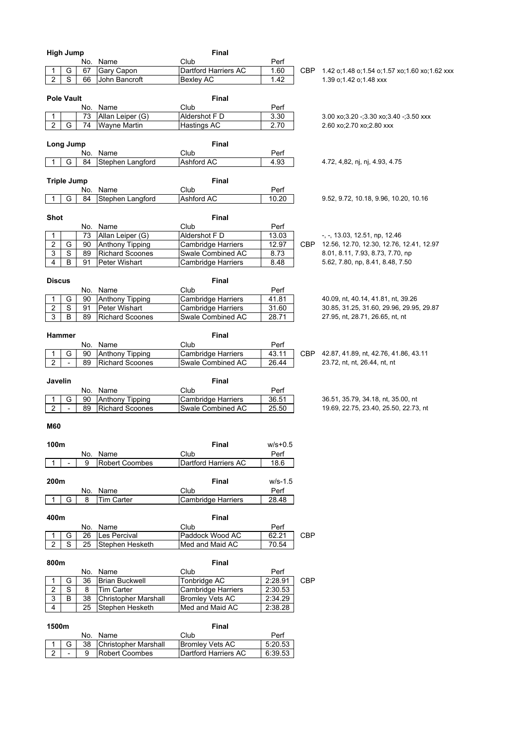### High Jump

**Final**

| Pos | Medal | No. | Name | Club | Perf | | |
|---|---|---|---|---|---|---|---|
| 1 | G | 67 | Gary Capon | Dartford Harriers AC | 1.60 | CBP | 1.42 o;1.48 o;1.54 o;1.57 xo;1.60 xo;1.62 xxx |
| 2 | S | 66 | John Bancroft | Bexley AC | 1.42 | | 1.39 o;1.42 o;1.48 xxx |

### Pole Vault

**Final**

| Pos | Medal | No. | Name | Club | Perf | | |
|---|---|---|---|---|---|---|---|
| 1 | | 73 | Allan Leiper (G) | Aldershot F D | 3.30 | | 3.00 xo;3.20 -;3.30 xo;3.40 -;3.50 xxx |
| 2 | G | 74 | Wayne Martin | Hastings AC | 2.70 | | 2.60 xo;2.70 xo;2.80 xxx |

### Long Jump

**Final**

| Pos | Medal | No. | Name | Club | Perf | | |
|---|---|---|---|---|---|---|---|
| 1 | G | 84 | Stephen Langford | Ashford AC | 4.93 | | 4.72, 4,82, nj, nj, 4.93, 4.75 |

### Triple Jump

**Final**

| Pos | Medal | No. | Name | Club | Perf | | |
|---|---|---|---|---|---|---|---|
| 1 | G | 84 | Stephen Langford | Ashford AC | 10.20 | | 9.52, 9.72, 10.18, 9.96, 10.20, 10.16 |

### Shot

**Final**

| Pos | Medal | No. | Name | Club | Perf | | |
|---|---|---|---|---|---|---|---|
| 1 | | 73 | Allan Leiper (G) | Aldershot F D | 13.03 | | -, -, 13.03, 12.51, np, 12.46 |
| 2 | G | 90 | Anthony Tipping | Cambridge Harriers | 12.97 | CBP | 12.56, 12.70, 12.30, 12.76, 12.41, 12.97 |
| 3 | S | 89 | Richard Scoones | Swale Combined AC | 8.73 | | 8.01, 8.11, 7.93, 8.73, 7.70, np |
| 4 | B | 91 | Peter Wishart | Cambridge Harriers | 8.48 | | 5.62, 7.80, np, 8.41, 8.48, 7.50 |

### Discus

**Final**

| Pos | Medal | No. | Name | Club | Perf | | |
|---|---|---|---|---|---|---|---|
| 1 | G | 90 | Anthony Tipping | Cambridge Harriers | 41.81 | | 40.09, nt, 40.14, 41.81, nt, 39.26 |
| 2 | S | 91 | Peter Wishart | Cambridge Harriers | 31.60 | | 30.85, 31.25, 31.60, 29.96, 29.95, 29.87 |
| 3 | B | 89 | Richard Scoones | Swale Combined AC | 28.71 | | 27.95, nt, 28.71, 26.65, nt, nt |

### Hammer

**Final**

| Pos | Medal | No. | Name | Club | Perf | | |
|---|---|---|---|---|---|---|---|
| 1 | G | 90 | Anthony Tipping | Cambridge Harriers | 43.11 | CBP | 42.87, 41.89, nt, 42.76, 41.86, 43.11 |
| 2 | - | 89 | Richard Scoones | Swale Combined AC | 26.44 | | 23.72, nt, nt, 26.44, nt, nt |

### Javelin

**Final**

| Pos | Medal | No. | Name | Club | Perf | | |
|---|---|---|---|---|---|---|---|
| 1 | G | 90 | Anthony Tipping | Cambridge Harriers | 36.51 | | 36.51, 35.79, 34.18, nt, 35.00, nt |
| 2 | - | 89 | Richard Scoones | Swale Combined AC | 25.50 | | 19.69, 22.75, 23.40, 25.50, 22.73, nt |

## M60

### 100m

**Final** w/s+0.5

| Pos | Medal | No. | Name | Club | Perf |
|---|---|---|---|---|---|
| 1 | - | 9 | Robert Coombes | Dartford Harriers AC | 18.6 |

### 200m

**Final** w/s-1.5

| Pos | Medal | No. | Name | Club | Perf |
|---|---|---|---|---|---|
| 1 | G | 8 | Tim Carter | Cambridge Harriers | 28.48 |

### 400m

**Final**

| Pos | Medal | No. | Name | Club | Perf | |
|---|---|---|---|---|---|---|
| 1 | G | 26 | Les Percival | Paddock Wood AC | 62.21 | CBP |
| 2 | S | 25 | Stephen Hesketh | Med and Maid AC | 70.54 | |

### 800m

**Final**

| Pos | Medal | No. | Name | Club | Perf | |
|---|---|---|---|---|---|---|
| 1 | G | 36 | Brian Buckwell | Tonbridge AC | 2:28.91 | CBP |
| 2 | S | 8 | Tim Carter | Cambridge Harriers | 2:30.53 | |
| 3 | B | 38 | Christopher Marshall | Bromley Vets AC | 2:34.29 | |
| 4 | | 25 | Stephen Hesketh | Med and Maid AC | 2:38.28 | |

### 1500m

**Final**

| Pos | Medal | No. | Name | Club | Perf |
|---|---|---|---|---|---|
| 1 | G | 38 | Christopher Marshall | Bromley Vets AC | 5:20.53 |
| 2 | - | 9 | Robert Coombes | Dartford Harriers AC | 6:39.53 |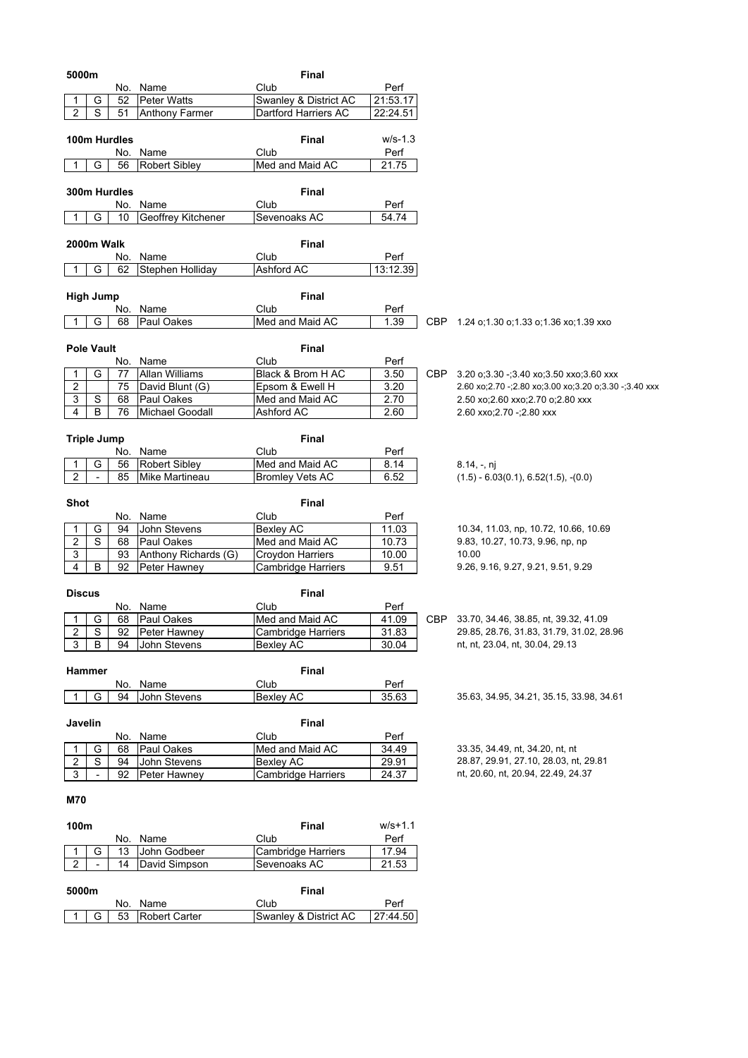### 5000m

**Final**

| | | No. | Name | Club | Perf |
|---|---|---|---|---|---|
| 1 | G | 52 | Peter Watts | Swanley & District AC | 21:53.17 |
| 2 | S | 51 | Anthony Farmer | Dartford Harriers AC | 22:24.51 |

### 100m Hurdles

**Final** w/s-1.3

| | | No. | Name | Club | Perf |
|---|---|---|---|---|---|
| 1 | G | 56 | Robert Sibley | Med and Maid AC | 21.75 |

### 300m Hurdles

**Final**

| | | No. | Name | Club | Perf |
|---|---|---|---|---|---|
| 1 | G | 10 | Geoffrey Kitchener | Sevenoaks AC | 54.74 |

### 2000m Walk

**Final**

| | | No. | Name | Club | Perf |
|---|---|---|---|---|---|
| 1 | G | 62 | Stephen Holliday | Ashford AC | 13:12.39 |

### High Jump

**Final**

| | | No. | Name | Club | Perf | | |
|---|---|---|---|---|---|---|---|
| 1 | G | 68 | Paul Oakes | Med and Maid AC | 1.39 | CBP | 1.24 o;1.30 o;1.33 o;1.36 xo;1.39 xxo |

### Pole Vault

**Final**

| | | No. | Name | Club | Perf | | |
|---|---|---|---|---|---|---|---|
| 1 | G | 77 | Allan Williams | Black & Brom H AC | 3.50 | CBP | 3.20 o;3.30 -;3.40 xo;3.50 xxo;3.60 xxx |
| 2 | | 75 | David Blunt (G) | Epsom & Ewell H | 3.20 | | 2.60 xo;2.70 -;2.80 xo;3.00 xo;3.20 o;3.30 -;3.40 xxx |
| 3 | S | 68 | Paul Oakes | Med and Maid AC | 2.70 | | 2.50 xo;2.60 xxo;2.70 o;2.80 xxx |
| 4 | B | 76 | Michael Goodall | Ashford AC | 2.60 | | 2.60 xxo;2.70 -;2.80 xxx |

### Triple Jump

**Final**

| | | No. | Name | Club | Perf | |
|---|---|---|---|---|---|---|
| 1 | G | 56 | Robert Sibley | Med and Maid AC | 8.14 | 8.14, -, nj |
| 2 | - | 85 | Mike Martineau | Bromley Vets AC | 6.52 | (1.5) - 6.03(0.1), 6.52(1.5), -(0.0) |

### Shot

**Final**

| | | No. | Name | Club | Perf | |
|---|---|---|---|---|---|---|
| 1 | G | 94 | John Stevens | Bexley AC | 11.03 | 10.34, 11.03, np, 10.72, 10.66, 10.69 |
| 2 | S | 68 | Paul Oakes | Med and Maid AC | 10.73 | 9.83, 10.27, 10.73, 9.96, np, np |
| 3 | | 93 | Anthony Richards (G) | Croydon Harriers | 10.00 | 10.00 |
| 4 | B | 92 | Peter Hawney | Cambridge Harriers | 9.51 | 9.26, 9.16, 9.27, 9.21, 9.51, 9.29 |

### Discus

**Final**

| | | No. | Name | Club | Perf | | |
|---|---|---|---|---|---|---|---|
| 1 | G | 68 | Paul Oakes | Med and Maid AC | 41.09 | CBP | 33.70, 34.46, 38.85, nt, 39.32, 41.09 |
| 2 | S | 92 | Peter Hawney | Cambridge Harriers | 31.83 | | 29.85, 28.76, 31.83, 31.79, 31.02, 28.96 |
| 3 | B | 94 | John Stevens | Bexley AC | 30.04 | | nt, nt, 23.04, nt, 30.04, 29.13 |

### Hammer

**Final**

| | | No. | Name | Club | Perf | |
|---|---|---|---|---|---|---|
| 1 | G | 94 | John Stevens | Bexley AC | 35.63 | 35.63, 34.95, 34.21, 35.15, 33.98, 34.61 |

### Javelin

**Final**

| | | No. | Name | Club | Perf | |
|---|---|---|---|---|---|---|
| 1 | G | 68 | Paul Oakes | Med and Maid AC | 34.49 | 33.35, 34.49, nt, 34.20, nt, nt |
| 2 | S | 94 | John Stevens | Bexley AC | 29.91 | 28.87, 29.91, 27.10, 28.03, nt, 29.81 |
| 3 | - | 92 | Peter Hawney | Cambridge Harriers | 24.37 | nt, 20.60, nt, 20.94, 22.49, 24.37 |

## M70

### 100m

**Final** w/s+1.1

| | | No. | Name | Club | Perf |
|---|---|---|---|---|---|
| 1 | G | 13 | John Godbeer | Cambridge Harriers | 17.94 |
| 2 | - | 14 | David Simpson | Sevenoaks AC | 21.53 |

### 5000m

**Final**

| | | No. | Name | Club | Perf |
|---|---|---|---|---|---|
| 1 | G | 53 | Robert Carter | Swanley & District AC | 27:44.50 |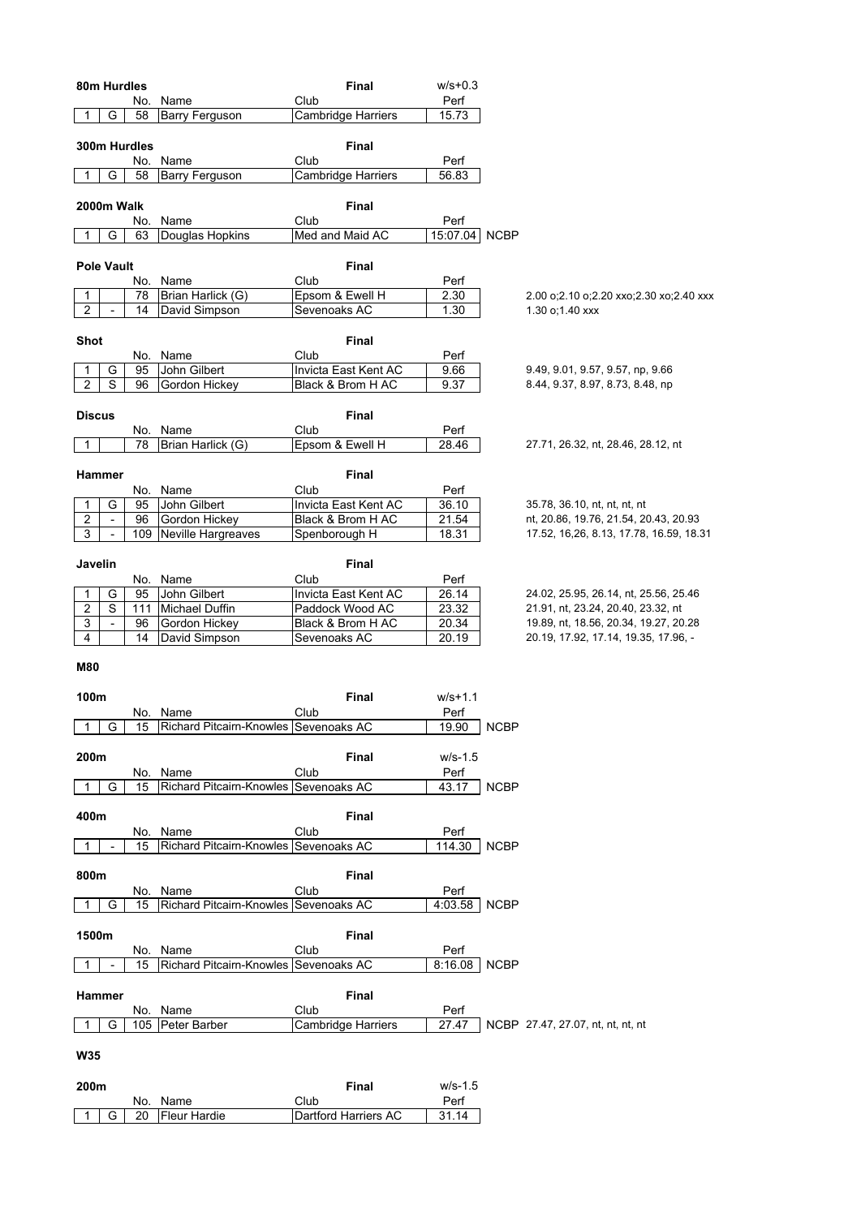### 80m Hurdles

Final — w/s+0.3

| | | No. | Name | Club | Perf | |
|---|---|---|---|---|---|---|
| 1 | G | 58 | Barry Ferguson | Cambridge Harriers | 15.73 | |

### 300m Hurdles

Final

| | | No. | Name | Club | Perf | |
|---|---|---|---|---|---|---|
| 1 | G | 58 | Barry Ferguson | Cambridge Harriers | 56.83 | |

### 2000m Walk

Final

| | | No. | Name | Club | Perf | |
|---|---|---|---|---|---|---|
| 1 | G | 63 | Douglas Hopkins | Med and Maid AC | 15:07.04 | NCBP |

### Pole Vault

Final

| | | No. | Name | Club | Perf | |
|---|---|---|---|---|---|---|
| 1 | | 78 | Brian Harlick (G) | Epsom & Ewell H | 2.30 | 2.00 o;2.10 o;2.20 xxo;2.30 xo;2.40 xxx |
| 2 | - | 14 | David Simpson | Sevenoaks AC | 1.30 | 1.30 o;1.40 xxx |

### Shot

Final

| | | No. | Name | Club | Perf | |
|---|---|---|---|---|---|---|
| 1 | G | 95 | John Gilbert | Invicta East Kent AC | 9.66 | 9.49, 9.01, 9.57, 9.57, np, 9.66 |
| 2 | S | 96 | Gordon Hickey | Black & Brom H AC | 9.37 | 8.44, 9.37, 8.97, 8.73, 8.48, np |

### Discus

Final

| | | No. | Name | Club | Perf | |
|---|---|---|---|---|---|---|
| 1 | | 78 | Brian Harlick (G) | Epsom & Ewell H | 28.46 | 27.71, 26.32, nt, 28.46, 28.12, nt |

### Hammer

Final

| | | No. | Name | Club | Perf | |
|---|---|---|---|---|---|---|
| 1 | G | 95 | John Gilbert | Invicta East Kent AC | 36.10 | 35.78, 36.10, nt, nt, nt, nt |
| 2 | - | 96 | Gordon Hickey | Black & Brom H AC | 21.54 | nt, 20.86, 19.76, 21.54, 20.43, 20.93 |
| 3 | - | 109 | Neville Hargreaves | Spenborough H | 18.31 | 17.52, 16,26, 8.13, 17.78, 16.59, 18.31 |

### Javelin

Final

| | | No. | Name | Club | Perf | |
|---|---|---|---|---|---|---|
| 1 | G | 95 | John Gilbert | Invicta East Kent AC | 26.14 | 24.02, 25.95, 26.14, nt, 25.56, 25.46 |
| 2 | S | 111 | Michael Duffin | Paddock Wood AC | 23.32 | 21.91, nt, 23.24, 20.40, 23.32, nt |
| 3 | - | 96 | Gordon Hickey | Black & Brom H AC | 20.34 | 19.89, nt, 18.56, 20.34, 19.27, 20.28 |
| 4 | | 14 | David Simpson | Sevenoaks AC | 20.19 | 20.19, 17.92, 17.14, 19.35, 17.96, - |

## M80

### 100m

Final — w/s+1.1

| | | No. | Name | Club | Perf | |
|---|---|---|---|---|---|---|
| 1 | G | 15 | Richard Pitcairn-Knowles | Sevenoaks AC | 19.90 | NCBP |

### 200m

Final — w/s-1.5

| | | No. | Name | Club | Perf | |
|---|---|---|---|---|---|---|
| 1 | G | 15 | Richard Pitcairn-Knowles | Sevenoaks AC | 43.17 | NCBP |

### 400m

Final

| | | No. | Name | Club | Perf | |
|---|---|---|---|---|---|---|
| 1 | - | 15 | Richard Pitcairn-Knowles | Sevenoaks AC | 114.30 | NCBP |

### 800m

Final

| | | No. | Name | Club | Perf | |
|---|---|---|---|---|---|---|
| 1 | G | 15 | Richard Pitcairn-Knowles | Sevenoaks AC | 4:03.58 | NCBP |

### 1500m

Final

| | | No. | Name | Club | Perf | |
|---|---|---|---|---|---|---|
| 1 | - | 15 | Richard Pitcairn-Knowles | Sevenoaks AC | 8:16.08 | NCBP |

### Hammer

Final

| | | No. | Name | Club | Perf | |
|---|---|---|---|---|---|---|
| 1 | G | 105 | Peter Barber | Cambridge Harriers | 27.47 | NCBP 27.47, 27.07, nt, nt, nt, nt |

## W35

### 200m

Final — w/s-1.5

| | | No. | Name | Club | Perf |
|---|---|---|---|---|---|
| 1 | G | 20 | Fleur Hardie | Dartford Harriers AC | 31.14 |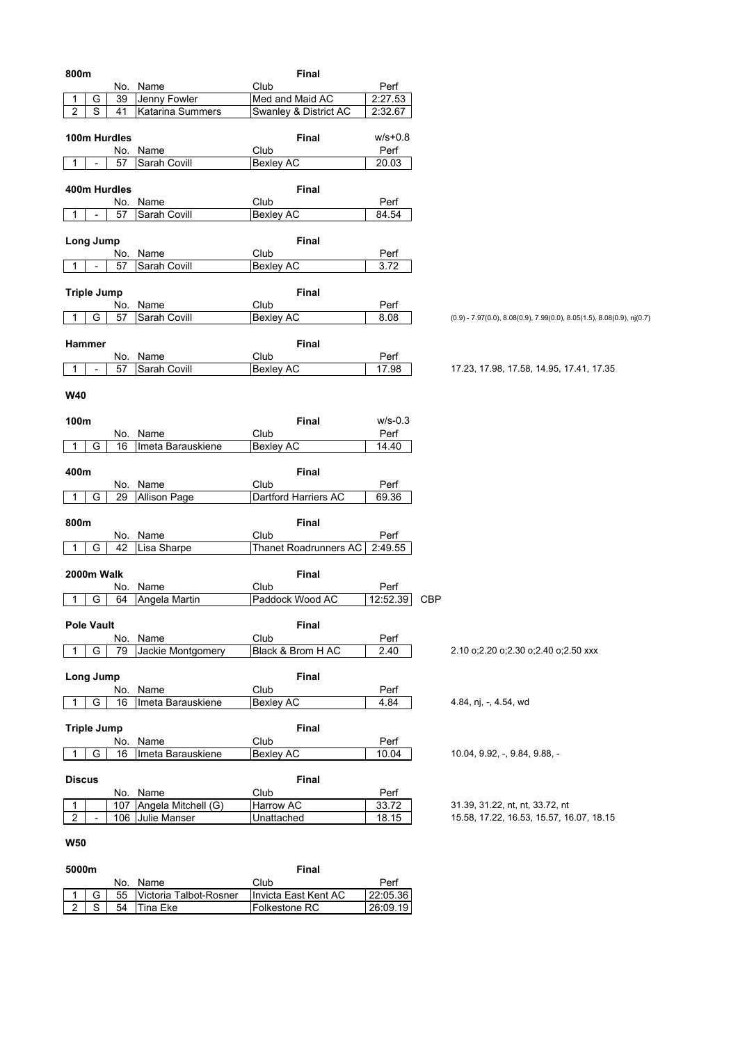### 800m

**Final**

| | | No. | Name | Club | Perf |
|---|---|---|---|---|---|
| 1 | G | 39 | Jenny Fowler | Med and Maid AC | 2:27.53 |
| 2 | S | 41 | Katarina Summers | Swanley & District AC | 2:32.67 |

### 100m Hurdles

**Final** w/s+0.8

| | | No. | Name | Club | Perf |
|---|---|---|---|---|---|
| 1 | - | 57 | Sarah Covill | Bexley AC | 20.03 |

### 400m Hurdles

**Final**

| | | No. | Name | Club | Perf |
|---|---|---|---|---|---|
| 1 | - | 57 | Sarah Covill | Bexley AC | 84.54 |

### Long Jump

**Final**

| | | No. | Name | Club | Perf |
|---|---|---|---|---|---|
| 1 | - | 57 | Sarah Covill | Bexley AC | 3.72 |

### Triple Jump

**Final**

| | | No. | Name | Club | Perf | |
|---|---|---|---|---|---|---|
| 1 | G | 57 | Sarah Covill | Bexley AC | 8.08 | (0.9) - 7.97(0.0), 8.08(0.9), 7.99(0.0), 8.05(1.5), 8.08(0.9), nj(0.7) |

### Hammer

**Final**

| | | No. | Name | Club | Perf | |
|---|---|---|---|---|---|---|
| 1 | - | 57 | Sarah Covill | Bexley AC | 17.98 | 17.23, 17.98, 17.58, 14.95, 17.41, 17.35 |

## W40

### 100m

**Final** w/s-0.3

| | | No. | Name | Club | Perf |
|---|---|---|---|---|---|
| 1 | G | 16 | Imeta Barauskiene | Bexley AC | 14.40 |

### 400m

**Final**

| | | No. | Name | Club | Perf |
|---|---|---|---|---|---|
| 1 | G | 29 | Allison Page | Dartford Harriers AC | 69.36 |

### 800m

**Final**

| | | No. | Name | Club | Perf |
|---|---|---|---|---|---|
| 1 | G | 42 | Lisa Sharpe | Thanet Roadrunners AC | 2:49.55 |

### 2000m Walk

**Final**

| | | No. | Name | Club | Perf | |
|---|---|---|---|---|---|---|
| 1 | G | 64 | Angela Martin | Paddock Wood AC | 12:52.39 | CBP |

### Pole Vault

**Final**

| | | No. | Name | Club | Perf | |
|---|---|---|---|---|---|---|
| 1 | G | 79 | Jackie Montgomery | Black & Brom H AC | 2.40 | 2.10 o;2.20 o;2.30 o;2.40 o;2.50 xxx |

### Long Jump

**Final**

| | | No. | Name | Club | Perf | |
|---|---|---|---|---|---|---|
| 1 | G | 16 | Imeta Barauskiene | Bexley AC | 4.84 | 4.84, nj, -, 4.54, wd |

### Triple Jump

**Final**

| | | No. | Name | Club | Perf | |
|---|---|---|---|---|---|---|
| 1 | G | 16 | Imeta Barauskiene | Bexley AC | 10.04 | 10.04, 9.92, -, 9.84, 9.88, - |

### Discus

**Final**

| | | No. | Name | Club | Perf | |
|---|---|---|---|---|---|---|
| 1 | | 107 | Angela Mitchell (G) | Harrow AC | 33.72 | 31.39, 31.22, nt, nt, 33.72, nt |
| 2 | - | 106 | Julie Manser | Unattached | 18.15 | 15.58, 17.22, 16.53, 15.57, 16.07, 18.15 |

## W50

### 5000m

**Final**

| | | No. | Name | Club | Perf |
|---|---|---|---|---|---|
| 1 | G | 55 | Victoria Talbot-Rosner | Invicta East Kent AC | 22:05.36 |
| 2 | S | 54 | Tina Eke | Folkestone RC | 26:09.19 |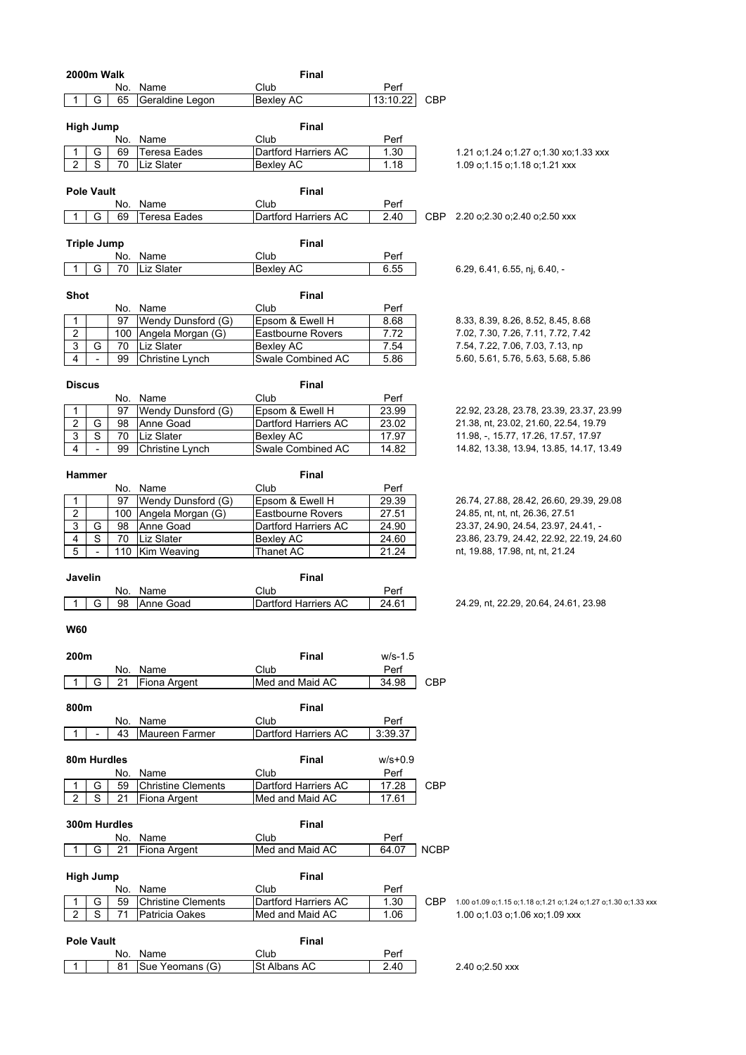**2000m Walk** — Final

| | | No. | Name | Club | Perf | | |
|---|---|---|---|---|---|---|---|
| 1 | G | 65 | Geraldine Legon | Bexley AC | 13:10.22 | CBP | |

**High Jump** — Final

| | | No. | Name | Club | Perf | | |
|---|---|---|---|---|---|---|---|
| 1 | G | 69 | Teresa Eades | Dartford Harriers AC | 1.30 | | 1.21 o;1.24 o;1.27 o;1.30 xo;1.33 xxx |
| 2 | S | 70 | Liz Slater | Bexley AC | 1.18 | | 1.09 o;1.15 o;1.18 o;1.21 xxx |

**Pole Vault** — Final

| | | No. | Name | Club | Perf | | |
|---|---|---|---|---|---|---|---|
| 1 | G | 69 | Teresa Eades | Dartford Harriers AC | 2.40 | CBP | 2.20 o;2.30 o;2.40 o;2.50 xxx |

**Triple Jump** — Final

| | | No. | Name | Club | Perf | | |
|---|---|---|---|---|---|---|---|
| 1 | G | 70 | Liz Slater | Bexley AC | 6.55 | | 6.29, 6.41, 6.55, nj, 6.40, - |

**Shot** — Final

| | | No. | Name | Club | Perf | | |
|---|---|---|---|---|---|---|---|
| 1 | | 97 | Wendy Dunsford (G) | Epsom & Ewell H | 8.68 | | 8.33, 8.39, 8.26, 8.52, 8.45, 8.68 |
| 2 | | 100 | Angela Morgan (G) | Eastbourne Rovers | 7.72 | | 7.02, 7.30, 7.26, 7.11, 7.72, 7.42 |
| 3 | G | 70 | Liz Slater | Bexley AC | 7.54 | | 7.54, 7.22, 7.06, 7.03, 7.13, np |
| 4 | - | 99 | Christine Lynch | Swale Combined AC | 5.86 | | 5.60, 5.61, 5.76, 5.63, 5.68, 5.86 |

**Discus** — Final

| | | No. | Name | Club | Perf | | |
|---|---|---|---|---|---|---|---|
| 1 | | 97 | Wendy Dunsford (G) | Epsom & Ewell H | 23.99 | | 22.92, 23.28, 23.78, 23.39, 23.37, 23.99 |
| 2 | G | 98 | Anne Goad | Dartford Harriers AC | 23.02 | | 21.38, nt, 23.02, 21.60, 22.54, 19.79 |
| 3 | S | 70 | Liz Slater | Bexley AC | 17.97 | | 11.98, -, 15.77, 17.26, 17.57, 17.97 |
| 4 | - | 99 | Christine Lynch | Swale Combined AC | 14.82 | | 14.82, 13.38, 13.94, 13.85, 14.17, 13.49 |

**Hammer** — Final

| | | No. | Name | Club | Perf | | |
|---|---|---|---|---|---|---|---|
| 1 | | 97 | Wendy Dunsford (G) | Epsom & Ewell H | 29.39 | | 26.74, 27.88, 28.42, 26.60, 29.39, 29.08 |
| 2 | | 100 | Angela Morgan (G) | Eastbourne Rovers | 27.51 | | 24.85, nt, nt, nt, 26.36, 27.51 |
| 3 | G | 98 | Anne Goad | Dartford Harriers AC | 24.90 | | 23.37, 24.90, 24.54, 23.97, 24.41, - |
| 4 | S | 70 | Liz Slater | Bexley AC | 24.60 | | 23.86, 23.79, 24.42, 22.92, 22.19, 24.60 |
| 5 | - | 110 | Kim Weaving | Thanet AC | 21.24 | | nt, 19.88, 17.98, nt, nt, 21.24 |

**Javelin** — Final

| | | No. | Name | Club | Perf | | |
|---|---|---|---|---|---|---|---|
| 1 | G | 98 | Anne Goad | Dartford Harriers AC | 24.61 | | 24.29, nt, 22.29, 20.64, 24.61, 23.98 |

## W60

**200m** — Final — w/s-1.5

| | | No. | Name | Club | Perf | |
|---|---|---|---|---|---|---|
| 1 | G | 21 | Fiona Argent | Med and Maid AC | 34.98 | CBP |

**800m** — Final

| | | No. | Name | Club | Perf | |
|---|---|---|---|---|---|---|
| 1 | - | 43 | Maureen Farmer | Dartford Harriers AC | 3:39.37 | |

**80m Hurdles** — Final — w/s+0.9

| | | No. | Name | Club | Perf | |
|---|---|---|---|---|---|---|
| 1 | G | 59 | Christine Clements | Dartford Harriers AC | 17.28 | CBP |
| 2 | S | 21 | Fiona Argent | Med and Maid AC | 17.61 | |

**300m Hurdles** — Final

| | | No. | Name | Club | Perf | |
|---|---|---|---|---|---|---|
| 1 | G | 21 | Fiona Argent | Med and Maid AC | 64.07 | NCBP |

**High Jump** — Final

| | | No. | Name | Club | Perf | | |
|---|---|---|---|---|---|---|---|
| 1 | G | 59 | Christine Clements | Dartford Harriers AC | 1.30 | CBP | 1.00 o1.09 o;1.15 o;1.18 o;1.21 o;1.24 o;1.27 o;1.30 o;1.33 xxx |
| 2 | S | 71 | Patricia Oakes | Med and Maid AC | 1.06 | | 1.00 o;1.03 o;1.06 xo;1.09 xxx |

**Pole Vault** — Final

| | | No. | Name | Club | Perf | | |
|---|---|---|---|---|---|---|---|
| 1 | | 81 | Sue Yeomans (G) | St Albans AC | 2.40 | | 2.40 o;2.50 xxx |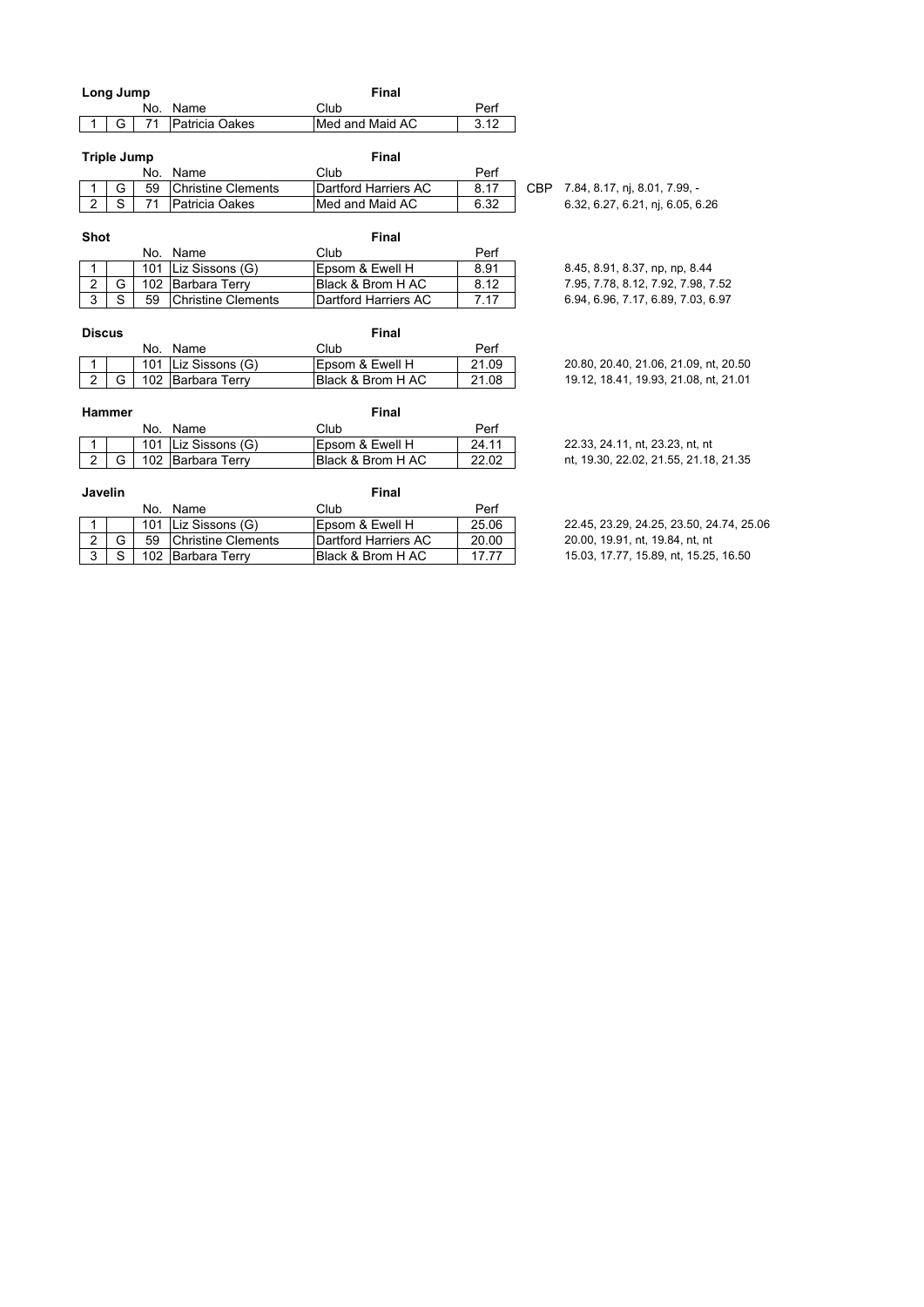**Long Jump** — Final

| | | No. | Name | Club | Perf | | |
|---|---|---|---|---|---|---|---|
| 1 | G | 71 | Patricia Oakes | Med and Maid AC | 3.12 | | |

**Triple Jump** — Final

| | | No. | Name | Club | Perf | | |
|---|---|---|---|---|---|---|---|
| 1 | G | 59 | Christine Clements | Dartford Harriers AC | 8.17 | CBP | 7.84, 8.17, nj, 8.01, 7.99, - |
| 2 | S | 71 | Patricia Oakes | Med and Maid AC | 6.32 | | 6.32, 6.27, 6.21, nj, 6.05, 6.26 |

**Shot** — Final

| | | No. | Name | Club | Perf | | |
|---|---|---|---|---|---|---|---|
| 1 | | 101 | Liz Sissons (G) | Epsom & Ewell H | 8.91 | | 8.45, 8.91, 8.37, np, np, 8.44 |
| 2 | G | 102 | Barbara Terry | Black & Brom H AC | 8.12 | | 7.95, 7.78, 8.12, 7.92, 7.98, 7.52 |
| 3 | S | 59 | Christine Clements | Dartford Harriers AC | 7.17 | | 6.94, 6.96, 7.17, 6.89, 7.03, 6.97 |

**Discus** — Final

| | | No. | Name | Club | Perf | | |
|---|---|---|---|---|---|---|---|
| 1 | | 101 | Liz Sissons (G) | Epsom & Ewell H | 21.09 | | 20.80, 20.40, 21.06, 21.09, nt, 20.50 |
| 2 | G | 102 | Barbara Terry | Black & Brom H AC | 21.08 | | 19.12, 18.41, 19.93, 21.08, nt, 21.01 |

**Hammer** — Final

| | | No. | Name | Club | Perf | | |
|---|---|---|---|---|---|---|---|
| 1 | | 101 | Liz Sissons (G) | Epsom & Ewell H | 24.11 | | 22.33, 24.11, nt, 23.23, nt, nt |
| 2 | G | 102 | Barbara Terry | Black & Brom H AC | 22.02 | | nt, 19.30, 22.02, 21.55, 21.18, 21.35 |

**Javelin** — Final

| | | No. | Name | Club | Perf | | |
|---|---|---|---|---|---|---|---|
| 1 | | 101 | Liz Sissons (G) | Epsom & Ewell H | 25.06 | | 22.45, 23.29, 24.25, 23.50, 24.74, 25.06 |
| 2 | G | 59 | Christine Clements | Dartford Harriers AC | 20.00 | | 20.00, 19.91, nt, 19.84, nt, nt |
| 3 | S | 102 | Barbara Terry | Black & Brom H AC | 17.77 | | 15.03, 17.77, 15.89, nt, 15.25, 16.50 |